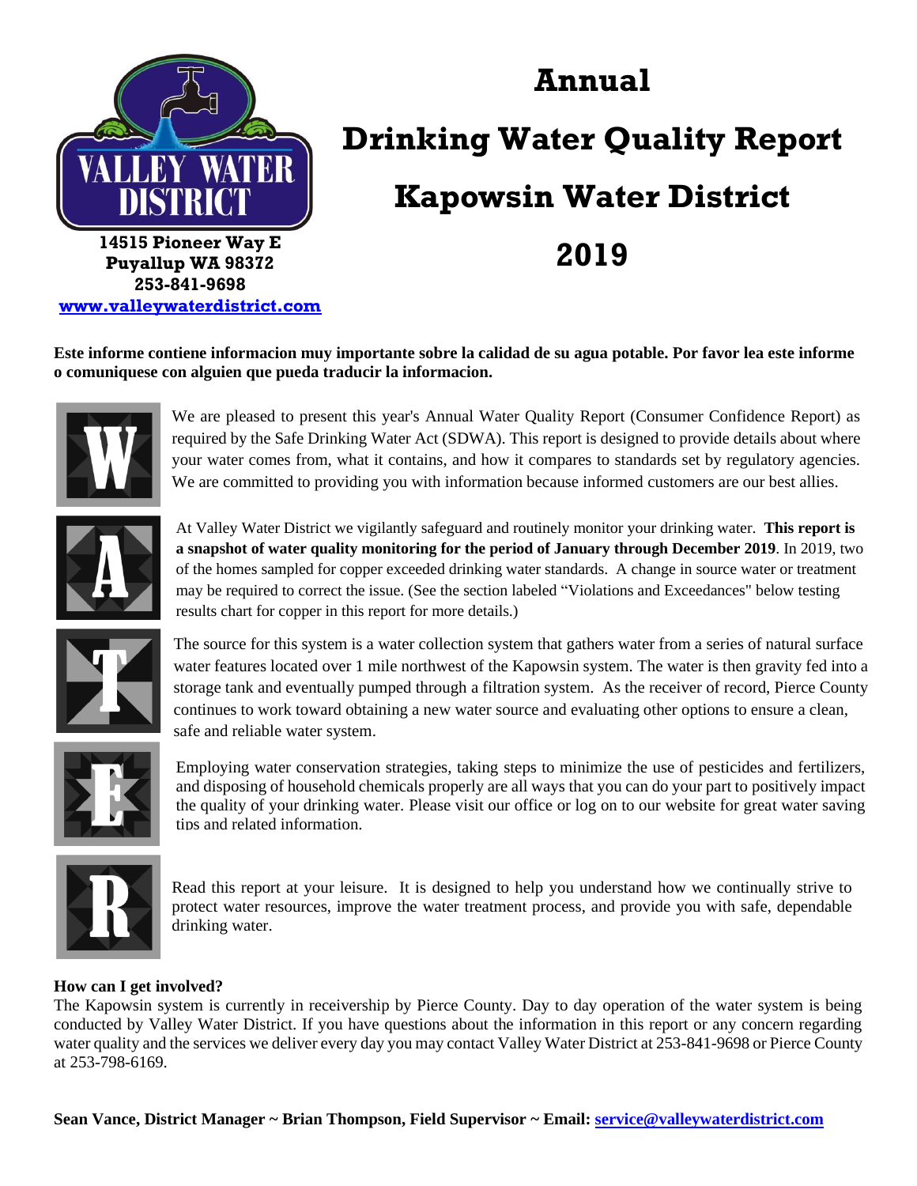VALLEY WATER DISTRICT

**14515 Pioneer Way E**
**Puyallup WA 98372**
**253-841-9698**
**www.valleywaterdistrict.com**

# Annual

# Drinking Water Quality Report

# Kapowsin Water District

# 2019

**Este informe contiene informacion muy importante sobre la calidad de su agua potable. Por favor lea este informe o comuniquese con alguien que pueda traducir la informacion.**

We are pleased to present this year's Annual Water Quality Report (Consumer Confidence Report) as required by the Safe Drinking Water Act (SDWA). This report is designed to provide details about where your water comes from, what it contains, and how it compares to standards set by regulatory agencies. We are committed to providing you with information because informed customers are our best allies.

At Valley Water District we vigilantly safeguard and routinely monitor your drinking water. **This report is a snapshot of water quality monitoring for the period of January through December 2019**. In 2019, two of the homes sampled for copper exceeded drinking water standards. A change in source water or treatment may be required to correct the issue. (See the section labeled "Violations and Exceedances" below testing results chart for copper in this report for more details.)

The source for this system is a water collection system that gathers water from a series of natural surface water features located over 1 mile northwest of the Kapowsin system. The water is then gravity fed into a storage tank and eventually pumped through a filtration system. As the receiver of record, Pierce County continues to work toward obtaining a new water source and evaluating other options to ensure a clean, safe and reliable water system.

Employing water conservation strategies, taking steps to minimize the use of pesticides and fertilizers, and disposing of household chemicals properly are all ways that you can do your part to positively impact the quality of your drinking water. Please visit our office or log on to our website for great water saving tips and related information.

Read this report at your leisure. It is designed to help you understand how we continually strive to protect water resources, improve the water treatment process, and provide you with safe, dependable drinking water.

**How can I get involved?**

The Kapowsin system is currently in receivership by Pierce County. Day to day operation of the water system is being conducted by Valley Water District. If you have questions about the information in this report or any concern regarding water quality and the services we deliver every day you may contact Valley Water District at 253-841-9698 or Pierce County at 253-798-6169.

**Sean Vance, District Manager ~ Brian Thompson, Field Supervisor ~ Email: service@valleywaterdistrict.com**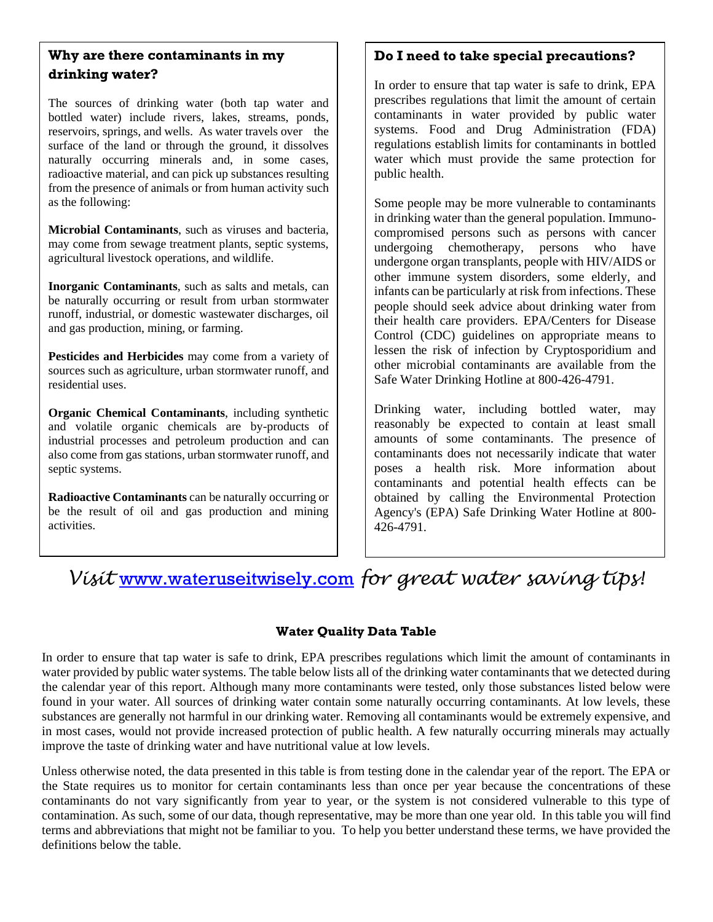### Why are there contaminants in my drinking water?

The sources of drinking water (both tap water and bottled water) include rivers, lakes, streams, ponds, reservoirs, springs, and wells. As water travels over the surface of the land or through the ground, it dissolves naturally occurring minerals and, in some cases, radioactive material, and can pick up substances resulting from the presence of animals or from human activity such as the following:

**Microbial Contaminants**, such as viruses and bacteria, may come from sewage treatment plants, septic systems, agricultural livestock operations, and wildlife.

**Inorganic Contaminants**, such as salts and metals, can be naturally occurring or result from urban stormwater runoff, industrial, or domestic wastewater discharges, oil and gas production, mining, or farming.

**Pesticides and Herbicides** may come from a variety of sources such as agriculture, urban stormwater runoff, and residential uses.

**Organic Chemical Contaminants**, including synthetic and volatile organic chemicals are by-products of industrial processes and petroleum production and can also come from gas stations, urban stormwater runoff, and septic systems.

**Radioactive Contaminants** can be naturally occurring or be the result of oil and gas production and mining activities.

### Do I need to take special precautions?

In order to ensure that tap water is safe to drink, EPA prescribes regulations that limit the amount of certain contaminants in water provided by public water systems. Food and Drug Administration (FDA) regulations establish limits for contaminants in bottled water which must provide the same protection for public health.

Some people may be more vulnerable to contaminants in drinking water than the general population. Immuno-compromised persons such as persons with cancer undergoing chemotherapy, persons who have undergone organ transplants, people with HIV/AIDS or other immune system disorders, some elderly, and infants can be particularly at risk from infections. These people should seek advice about drinking water from their health care providers. EPA/Centers for Disease Control (CDC) guidelines on appropriate means to lessen the risk of infection by Cryptosporidium and other microbial contaminants are available from the Safe Water Drinking Hotline at 800-426-4791.

Drinking water, including bottled water, may reasonably be expected to contain at least small amounts of some contaminants. The presence of contaminants does not necessarily indicate that water poses a health risk. More information about contaminants and potential health effects can be obtained by calling the Environmental Protection Agency's (EPA) Safe Drinking Water Hotline at 800-426-4791.

*Visit [www.wateruseitwisely.com](http://www.wateruseitwisely.com) for great water saving tips!*

### Water Quality Data Table

In order to ensure that tap water is safe to drink, EPA prescribes regulations which limit the amount of contaminants in water provided by public water systems. The table below lists all of the drinking water contaminants that we detected during the calendar year of this report. Although many more contaminants were tested, only those substances listed below were found in your water. All sources of drinking water contain some naturally occurring contaminants. At low levels, these substances are generally not harmful in our drinking water. Removing all contaminants would be extremely expensive, and in most cases, would not provide increased protection of public health. A few naturally occurring minerals may actually improve the taste of drinking water and have nutritional value at low levels.

Unless otherwise noted, the data presented in this table is from testing done in the calendar year of the report. The EPA or the State requires us to monitor for certain contaminants less than once per year because the concentrations of these contaminants do not vary significantly from year to year, or the system is not considered vulnerable to this type of contamination. As such, some of our data, though representative, may be more than one year old. In this table you will find terms and abbreviations that might not be familiar to you. To help you better understand these terms, we have provided the definitions below the table.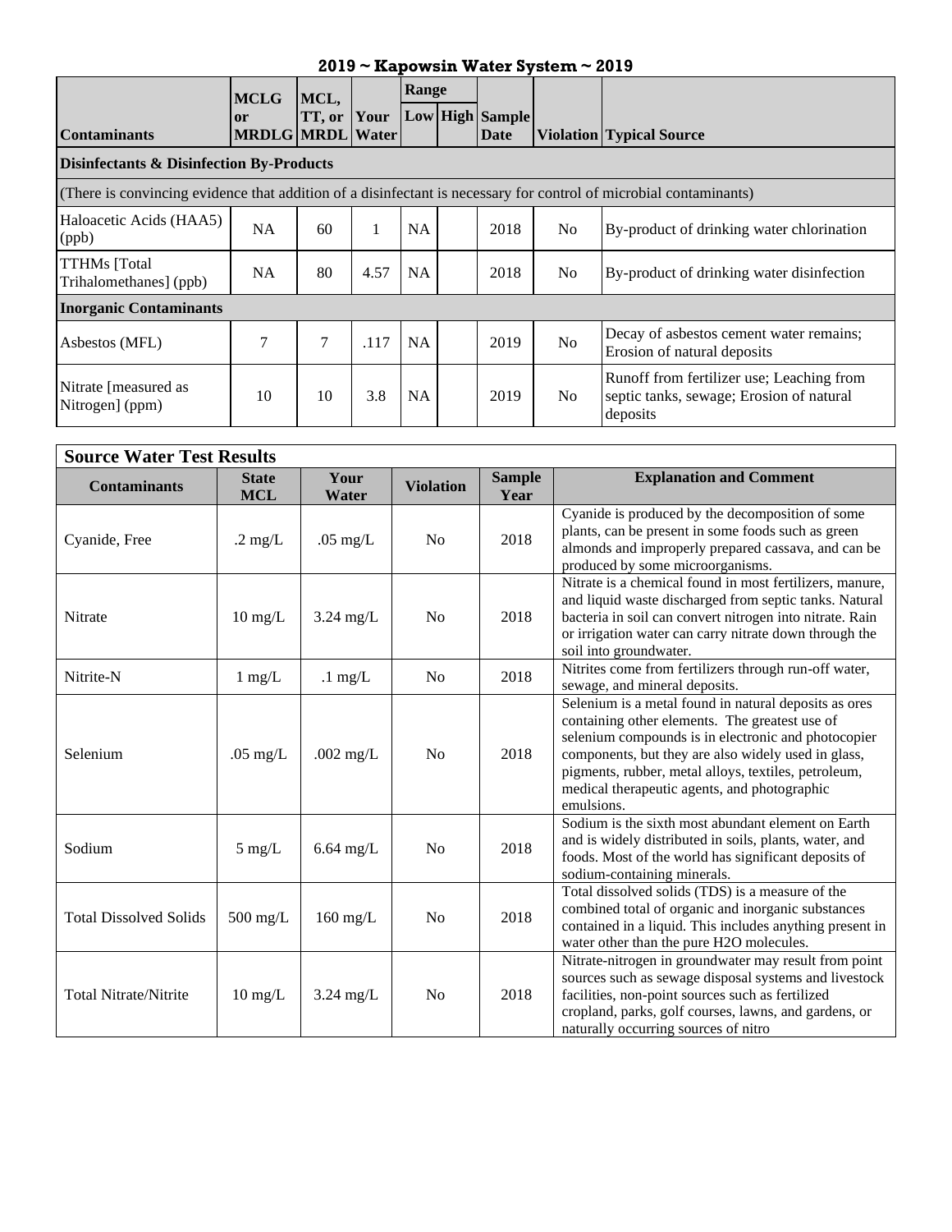## 2019 ~ Kapowsin Water System ~ 2019

| Contaminants | MCLG or MRDLG | MCL, TT, or MRDL | Your Water | Range | | Sample Date | Violation | Typical Source |
|---|---|---|---|---|---|---|---|---|
| | | | | Low | High | | | |
| **Disinfectants & Disinfection By-Products** | | | | | | | | |
| (There is convincing evidence that addition of a disinfectant is necessary for control of microbial contaminants) | | | | | | | | |
| Haloacetic Acids (HAA5) (ppb) | NA | 60 | 1 | NA | | 2018 | No | By-product of drinking water chlorination |
| TTHMs [Total Trihalomethanes] (ppb) | NA | 80 | 4.57 | NA | | 2018 | No | By-product of drinking water disinfection |
| **Inorganic Contaminants** | | | | | | | | |
| Asbestos (MFL) | 7 | 7 | .117 | NA | | 2019 | No | Decay of asbestos cement water remains; Erosion of natural deposits |
| Nitrate [measured as Nitrogen] (ppm) | 10 | 10 | 3.8 | NA | | 2019 | No | Runoff from fertilizer use; Leaching from septic tanks, sewage; Erosion of natural deposits |

### Source Water Test Results

| Contaminants | State MCL | Your Water | Violation | Sample Year | Explanation and Comment |
|---|---|---|---|---|---|
| Cyanide, Free | .2 mg/L | .05 mg/L | No | 2018 | Cyanide is produced by the decomposition of some plants, can be present in some foods such as green almonds and improperly prepared cassava, and can be produced by some microorganisms. |
| Nitrate | 10 mg/L | 3.24 mg/L | No | 2018 | Nitrate is a chemical found in most fertilizers, manure, and liquid waste discharged from septic tanks. Natural bacteria in soil can convert nitrogen into nitrate. Rain or irrigation water can carry nitrate down through the soil into groundwater. |
| Nitrite-N | 1 mg/L | .1 mg/L | No | 2018 | Nitrites come from fertilizers through run-off water, sewage, and mineral deposits. |
| Selenium | .05 mg/L | .002 mg/L | No | 2018 | Selenium is a metal found in natural deposits as ores containing other elements. The greatest use of selenium compounds is in electronic and photocopier components, but they are also widely used in glass, pigments, rubber, metal alloys, textiles, petroleum, medical therapeutic agents, and photographic emulsions. |
| Sodium | 5 mg/L | 6.64 mg/L | No | 2018 | Sodium is the sixth most abundant element on Earth and is widely distributed in soils, plants, water, and foods. Most of the world has significant deposits of sodium-containing minerals. |
| Total Dissolved Solids | 500 mg/L | 160 mg/L | No | 2018 | Total dissolved solids (TDS) is a measure of the combined total of organic and inorganic substances contained in a liquid. This includes anything present in water other than the pure H2O molecules. |
| Total Nitrate/Nitrite | 10 mg/L | 3.24 mg/L | No | 2018 | Nitrate-nitrogen in groundwater may result from point sources such as sewage disposal systems and livestock facilities, non-point sources such as fertilized cropland, parks, golf courses, lawns, and gardens, or naturally occurring sources of nitro |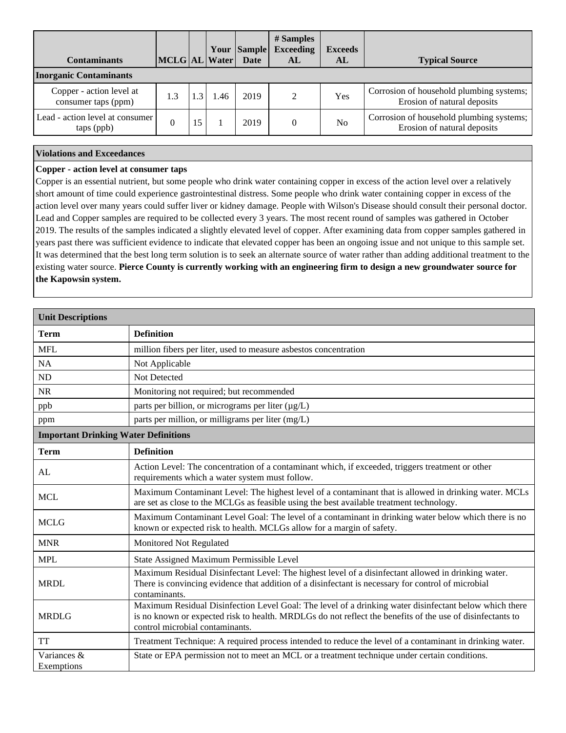| Contaminants | MCLG | AL | Your Water | Sample Date | # Samples Exceeding AL | Exceeds AL | Typical Source |
|---|---|---|---|---|---|---|---|
| **Inorganic Contaminants** | | | | | | | |
| Copper - action level at consumer taps (ppm) | 1.3 | 1.3 | 1.46 | 2019 | 2 | Yes | Corrosion of household plumbing systems; Erosion of natural deposits |
| Lead - action level at consumer taps (ppb) | 0 | 15 | 1 | 2019 | 0 | No | Corrosion of household plumbing systems; Erosion of natural deposits |

## Violations and Exceedances

**Copper - action level at consumer taps**

Copper is an essential nutrient, but some people who drink water containing copper in excess of the action level over a relatively short amount of time could experience gastrointestinal distress. Some people who drink water containing copper in excess of the action level over many years could suffer liver or kidney damage. People with Wilson's Disease should consult their personal doctor. Lead and Copper samples are required to be collected every 3 years. The most recent round of samples was gathered in October 2019. The results of the samples indicated a slightly elevated level of copper. After examining data from copper samples gathered in years past there was sufficient evidence to indicate that elevated copper has been an ongoing issue and not unique to this sample set. It was determined that the best long term solution is to seek an alternate source of water rather than adding additional treatment to the existing water source. **Pierce County is currently working with an engineering firm to design a new groundwater source for the Kapowsin system.**

| Unit Descriptions | |
|---|---|
| **Term** | **Definition** |
| MFL | million fibers per liter, used to measure asbestos concentration |
| NA | Not Applicable |
| ND | Not Detected |
| NR | Monitoring not required; but recommended |
| ppb | parts per billion, or micrograms per liter (µg/L) |
| ppm | parts per million, or milligrams per liter (mg/L) |

| Important Drinking Water Definitions | |
|---|---|
| **Term** | **Definition** |
| AL | Action Level: The concentration of a contaminant which, if exceeded, triggers treatment or other requirements which a water system must follow. |
| MCL | Maximum Contaminant Level: The highest level of a contaminant that is allowed in drinking water. MCLs are set as close to the MCLGs as feasible using the best available treatment technology. |
| MCLG | Maximum Contaminant Level Goal: The level of a contaminant in drinking water below which there is no known or expected risk to health. MCLGs allow for a margin of safety. |
| MNR | Monitored Not Regulated |
| MPL | State Assigned Maximum Permissible Level |
| MRDL | Maximum Residual Disinfectant Level: The highest level of a disinfectant allowed in drinking water. There is convincing evidence that addition of a disinfectant is necessary for control of microbial contaminants. |
| MRDLG | Maximum Residual Disinfection Level Goal: The level of a drinking water disinfectant below which there is no known or expected risk to health. MRDLGs do not reflect the benefits of the use of disinfectants to control microbial contaminants. |
| TT | Treatment Technique: A required process intended to reduce the level of a contaminant in drinking water. |
| Variances & Exemptions | State or EPA permission not to meet an MCL or a treatment technique under certain conditions. |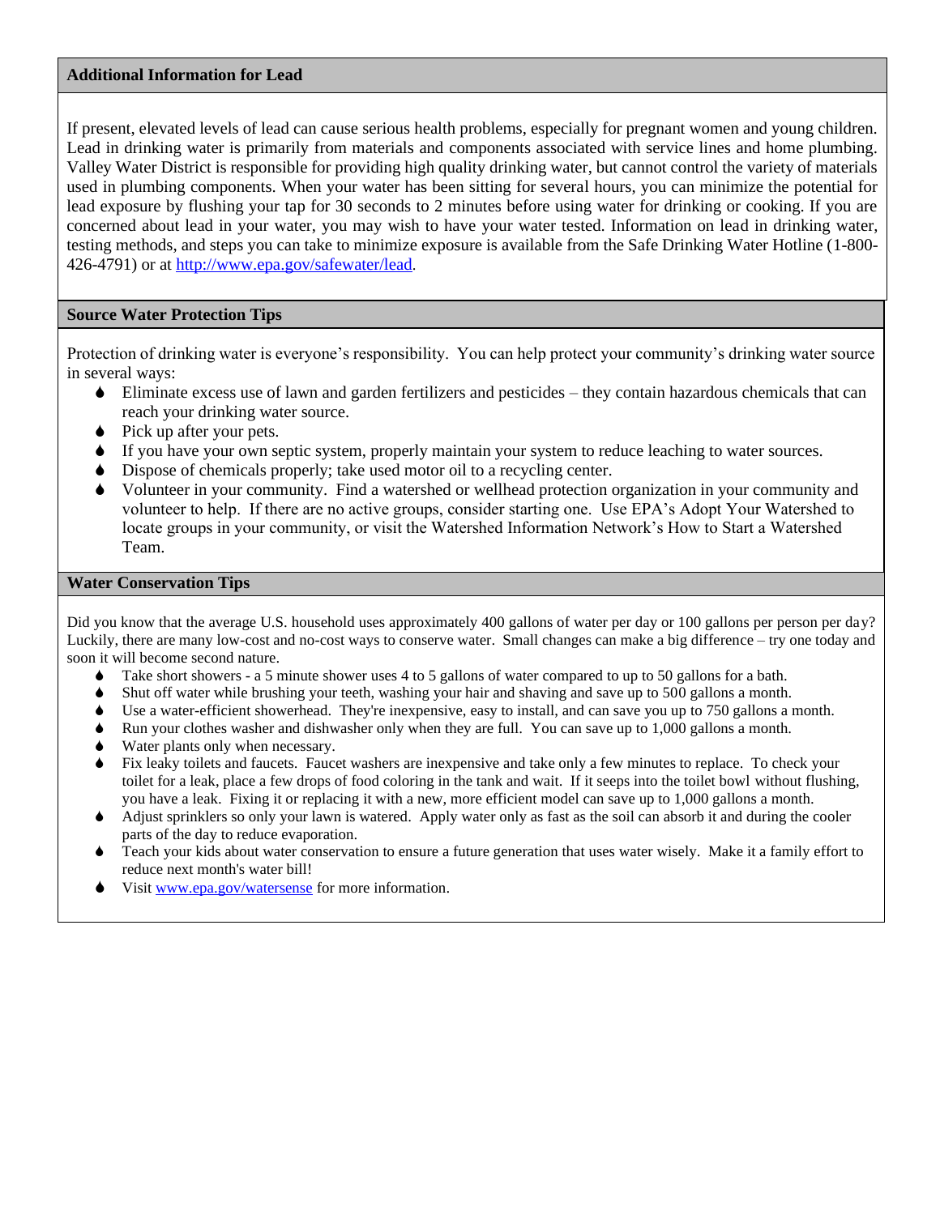## Additional Information for Lead

If present, elevated levels of lead can cause serious health problems, especially for pregnant women and young children. Lead in drinking water is primarily from materials and components associated with service lines and home plumbing. Valley Water District is responsible for providing high quality drinking water, but cannot control the variety of materials used in plumbing components. When your water has been sitting for several hours, you can minimize the potential for lead exposure by flushing your tap for 30 seconds to 2 minutes before using water for drinking or cooking. If you are concerned about lead in your water, you may wish to have your water tested. Information on lead in drinking water, testing methods, and steps you can take to minimize exposure is available from the Safe Drinking Water Hotline (1-800-426-4791) or at [http://www.epa.gov/safewater/lead](http://www.epa.gov/safewater/lead).

## Source Water Protection Tips

Protection of drinking water is everyone's responsibility. You can help protect your community's drinking water source in several ways:

- Eliminate excess use of lawn and garden fertilizers and pesticides – they contain hazardous chemicals that can reach your drinking water source.
- Pick up after your pets.
- If you have your own septic system, properly maintain your system to reduce leaching to water sources.
- Dispose of chemicals properly; take used motor oil to a recycling center.
- Volunteer in your community. Find a watershed or wellhead protection organization in your community and volunteer to help. If there are no active groups, consider starting one. Use EPA's Adopt Your Watershed to locate groups in your community, or visit the Watershed Information Network's How to Start a Watershed Team.

## Water Conservation Tips

Did you know that the average U.S. household uses approximately 400 gallons of water per day or 100 gallons per person per day? Luckily, there are many low-cost and no-cost ways to conserve water. Small changes can make a big difference – try one today and soon it will become second nature.

- Take short showers - a 5 minute shower uses 4 to 5 gallons of water compared to up to 50 gallons for a bath.
- Shut off water while brushing your teeth, washing your hair and shaving and save up to 500 gallons a month.
- Use a water-efficient showerhead. They're inexpensive, easy to install, and can save you up to 750 gallons a month.
- Run your clothes washer and dishwasher only when they are full. You can save up to 1,000 gallons a month.
- Water plants only when necessary.
- Fix leaky toilets and faucets. Faucet washers are inexpensive and take only a few minutes to replace. To check your toilet for a leak, place a few drops of food coloring in the tank and wait. If it seeps into the toilet bowl without flushing, you have a leak. Fixing it or replacing it with a new, more efficient model can save up to 1,000 gallons a month.
- Adjust sprinklers so only your lawn is watered. Apply water only as fast as the soil can absorb it and during the cooler parts of the day to reduce evaporation.
- Teach your kids about water conservation to ensure a future generation that uses water wisely. Make it a family effort to reduce next month's water bill!
- Visit [www.epa.gov/watersense](http://www.epa.gov/watersense) for more information.